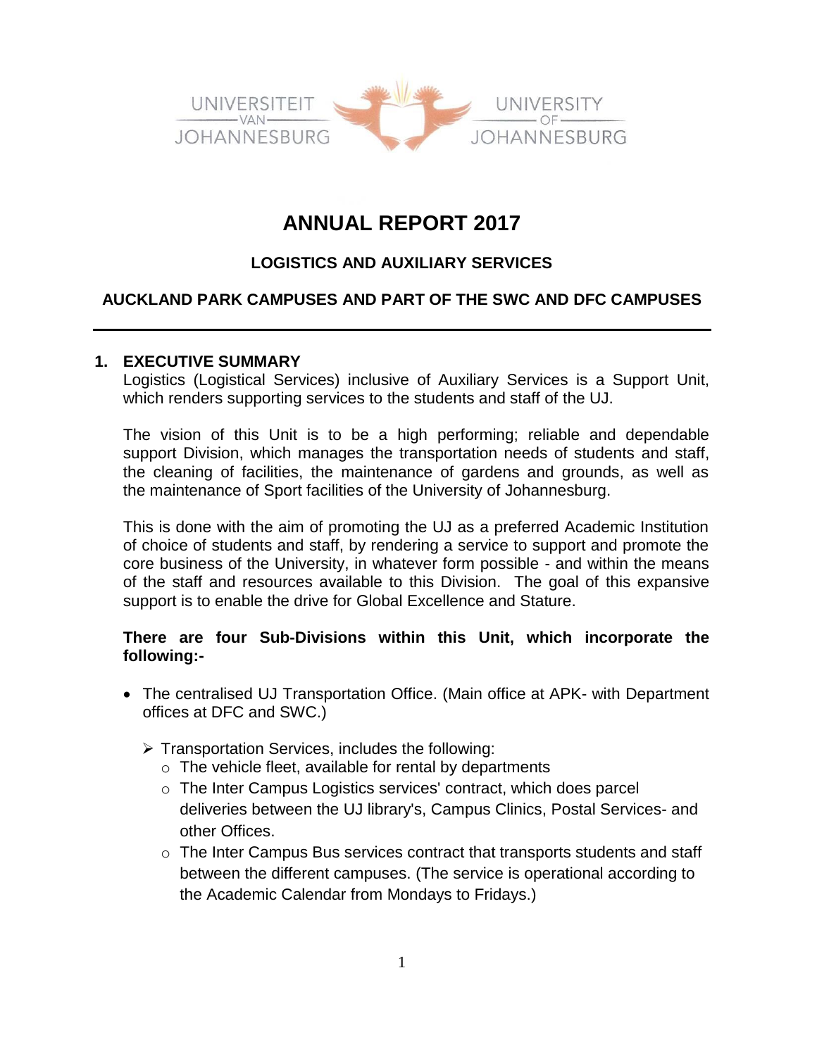UNIVERSITEIT VAN JOHANNESBURG | UNIVERSITY OF JOHANNESBURG

# ANNUAL REPORT 2017

## LOGISTICS AND AUXILIARY SERVICES

## AUCKLAND PARK CAMPUSES AND PART OF THE SWC AND DFC CAMPUSES

---

## 1. EXECUTIVE SUMMARY

Logistics (Logistical Services) inclusive of Auxiliary Services is a Support Unit, which renders supporting services to the students and staff of the UJ.

The vision of this Unit is to be a high performing; reliable and dependable support Division, which manages the transportation needs of students and staff, the cleaning of facilities, the maintenance of gardens and grounds, as well as the maintenance of Sport facilities of the University of Johannesburg.

This is done with the aim of promoting the UJ as a preferred Academic Institution of choice of students and staff, by rendering a service to support and promote the core business of the University, in whatever form possible - and within the means of the staff and resources available to this Division. The goal of this expansive support is to enable the drive for Global Excellence and Stature.

**There are four Sub-Divisions within this Unit, which incorporate the following:-**

- The centralised UJ Transportation Office. (Main office at APK- with Department offices at DFC and SWC.)
  - Transportation Services, includes the following:
    - The vehicle fleet, available for rental by departments
    - The Inter Campus Logistics services' contract, which does parcel deliveries between the UJ library's, Campus Clinics, Postal Services- and other Offices.
    - The Inter Campus Bus services contract that transports students and staff between the different campuses. (The service is operational according to the Academic Calendar from Mondays to Fridays.)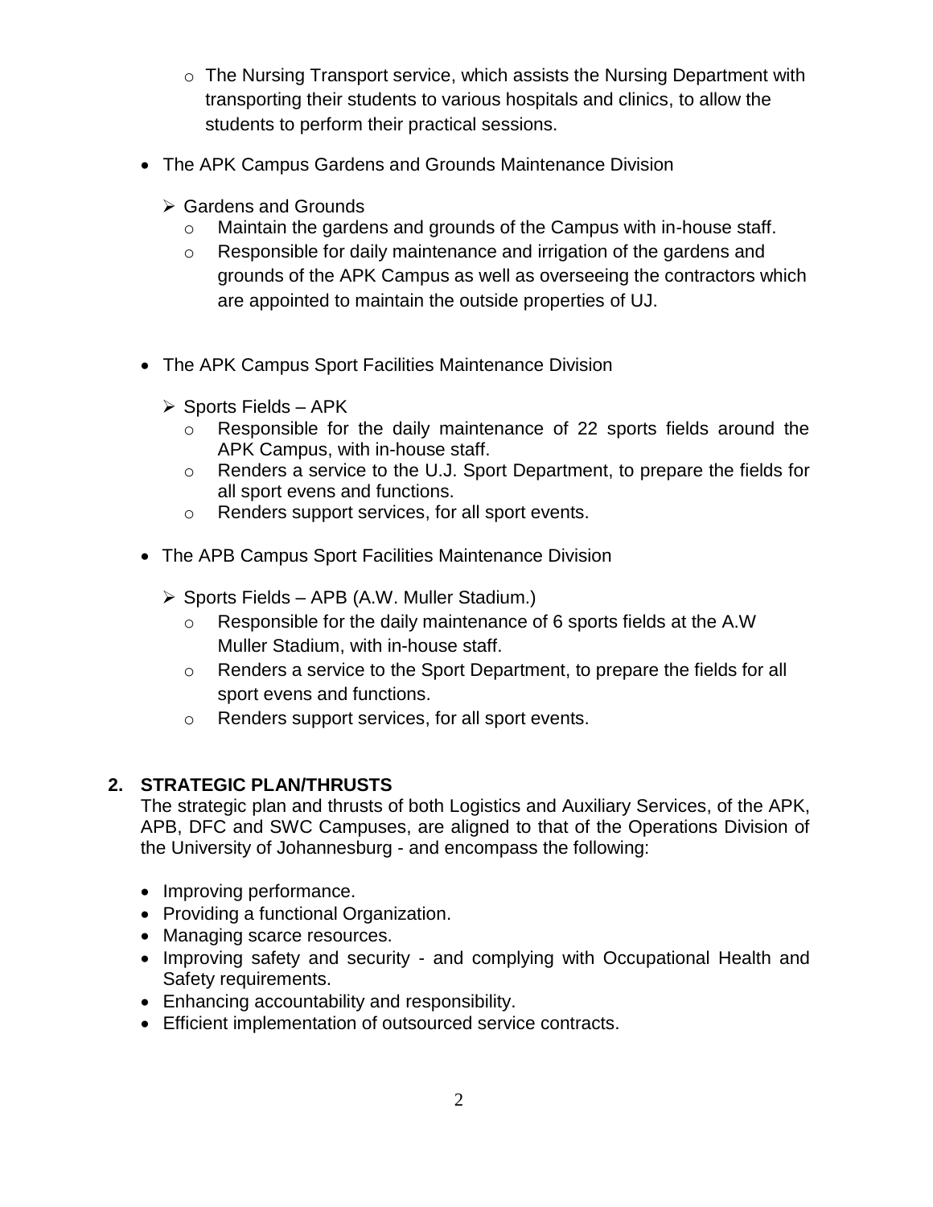- The Nursing Transport service, which assists the Nursing Department with transporting their students to various hospitals and clinics, to allow the students to perform their practical sessions.

- The APK Campus Gardens and Grounds Maintenance Division

  - Gardens and Grounds
    - Maintain the gardens and grounds of the Campus with in-house staff.
    - Responsible for daily maintenance and irrigation of the gardens and grounds of the APK Campus as well as overseeing the contractors which are appointed to maintain the outside properties of UJ.

- The APK Campus Sport Facilities Maintenance Division

  - Sports Fields – APK
    - Responsible for the daily maintenance of 22 sports fields around the APK Campus, with in-house staff.
    - Renders a service to the U.J. Sport Department, to prepare the fields for all sport evens and functions.
    - Renders support services, for all sport events.

- The APB Campus Sport Facilities Maintenance Division

  - Sports Fields – APB (A.W. Muller Stadium.)
    - Responsible for the daily maintenance of 6 sports fields at the A.W Muller Stadium, with in-house staff.
    - Renders a service to the Sport Department, to prepare the fields for all sport evens and functions.
    - Renders support services, for all sport events.

## 2. STRATEGIC PLAN/THRUSTS

The strategic plan and thrusts of both Logistics and Auxiliary Services, of the APK, APB, DFC and SWC Campuses, are aligned to that of the Operations Division of the University of Johannesburg - and encompass the following:

- Improving performance.
- Providing a functional Organization.
- Managing scarce resources.
- Improving safety and security - and complying with Occupational Health and Safety requirements.
- Enhancing accountability and responsibility.
- Efficient implementation of outsourced service contracts.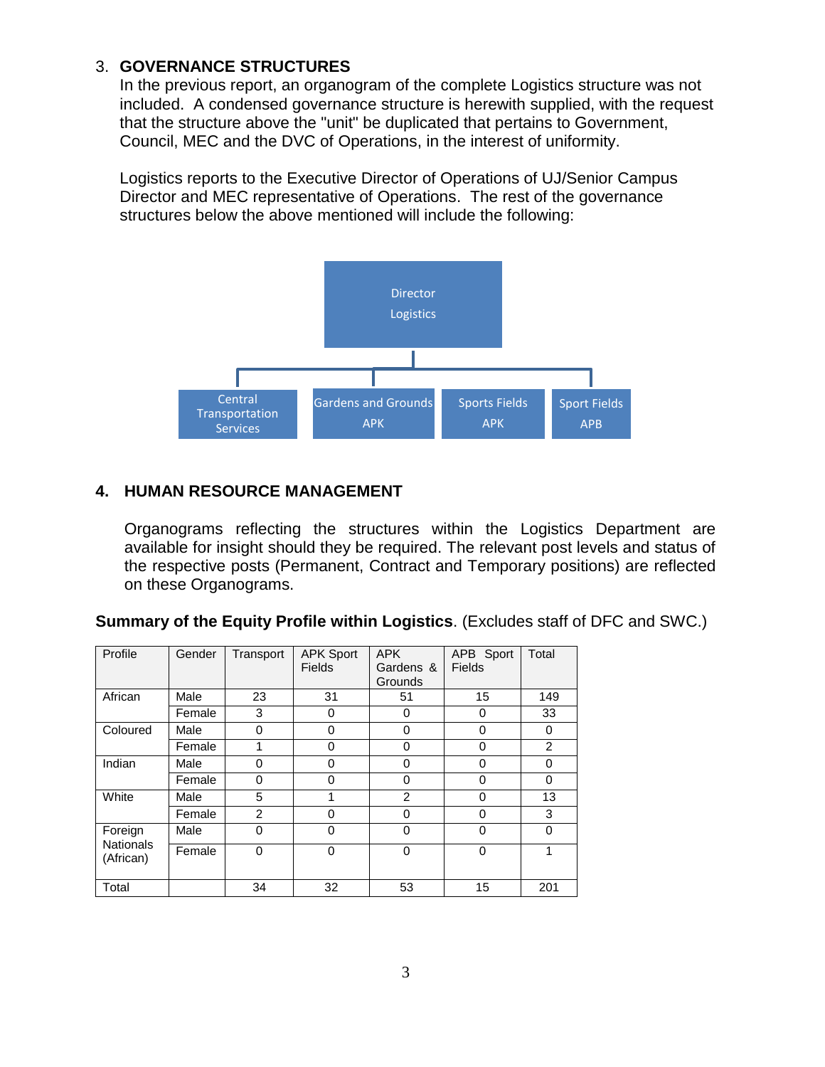## 3. GOVERNANCE STRUCTURES

In the previous report, an organogram of the complete Logistics structure was not included. A condensed governance structure is herewith supplied, with the request that the structure above the "unit" be duplicated that pertains to Government, Council, MEC and the DVC of Operations, in the interest of uniformity.

Logistics reports to the Executive Director of Operations of UJ/Senior Campus Director and MEC representative of Operations. The rest of the governance structures below the above mentioned will include the following:

Director Logistics

- Central Transportation Services
- Gardens and Grounds APK
- Sports Fields APK
- Sport Fields APB

## 4. HUMAN RESOURCE MANAGEMENT

Organograms reflecting the structures within the Logistics Department are available for insight should they be required. The relevant post levels and status of the respective posts (Permanent, Contract and Temporary positions) are reflected on these Organograms.

**Summary of the Equity Profile within Logistics**. (Excludes staff of DFC and SWC.)

| Profile | Gender | Transport | APK Sport Fields | APK Gardens & Grounds | APB Sport Fields | Total |
|---|---|---|---|---|---|---|
| African | Male | 23 | 31 | 51 | 15 | 149 |
| | Female | 3 | 0 | 0 | 0 | 33 |
| Coloured | Male | 0 | 0 | 0 | 0 | 0 |
| | Female | 1 | 0 | 0 | 0 | 2 |
| Indian | Male | 0 | 0 | 0 | 0 | 0 |
| | Female | 0 | 0 | 0 | 0 | 0 |
| White | Male | 5 | 1 | 2 | 0 | 13 |
| | Female | 2 | 0 | 0 | 0 | 3 |
| Foreign Nationals (African) | Male | 0 | 0 | 0 | 0 | 0 |
| | Female | 0 | 0 | 0 | 0 | 1 |
| Total | | 34 | 32 | 53 | 15 | 201 |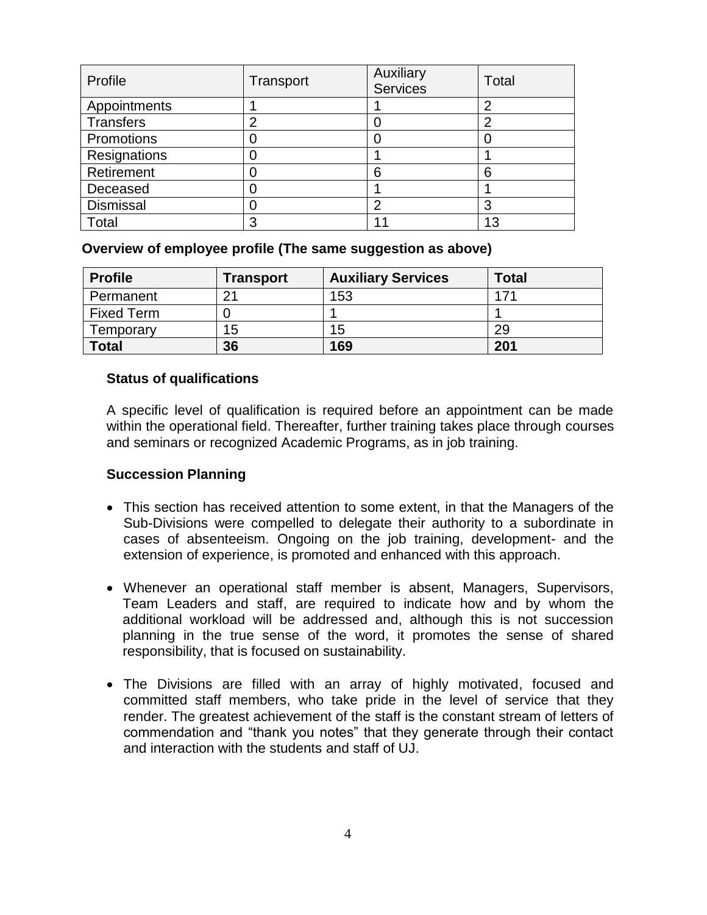| Profile | Transport | Auxiliary Services | Total |
|---|---|---|---|
| Appointments | 1 | 1 | 2 |
| Transfers | 2 | 0 | 2 |
| Promotions | 0 | 0 | 0 |
| Resignations | 0 | 1 | 1 |
| Retirement | 0 | 6 | 6 |
| Deceased | 0 | 1 | 1 |
| Dismissal | 0 | 2 | 3 |
| Total | 3 | 11 | 13 |

**Overview of employee profile (The same suggestion as above)**

| **Profile** | **Transport** | **Auxiliary Services** | **Total** |
|---|---|---|---|
| Permanent | 21 | 153 | 171 |
| Fixed Term | 0 | 1 | 1 |
| Temporary | 15 | 15 | 29 |
| **Total** | **36** | **169** | **201** |

**Status of qualifications**

A specific level of qualification is required before an appointment can be made within the operational field. Thereafter, further training takes place through courses and seminars or recognized Academic Programs, as in job training.

**Succession Planning**

- This section has received attention to some extent, in that the Managers of the Sub-Divisions were compelled to delegate their authority to a subordinate in cases of absenteeism. Ongoing on the job training, development- and the extension of experience, is promoted and enhanced with this approach.
- Whenever an operational staff member is absent, Managers, Supervisors, Team Leaders and staff, are required to indicate how and by whom the additional workload will be addressed and, although this is not succession planning in the true sense of the word, it promotes the sense of shared responsibility, that is focused on sustainability.
- The Divisions are filled with an array of highly motivated, focused and committed staff members, who take pride in the level of service that they render. The greatest achievement of the staff is the constant stream of letters of commendation and "thank you notes" that they generate through their contact and interaction with the students and staff of UJ.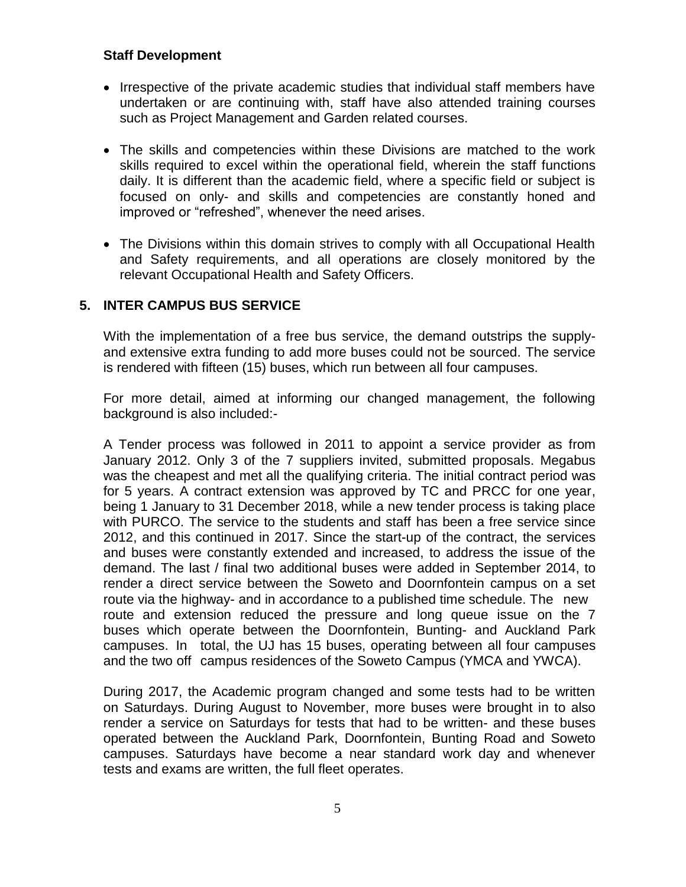**Staff Development**

- Irrespective of the private academic studies that individual staff members have undertaken or are continuing with, staff have also attended training courses such as Project Management and Garden related courses.
- The skills and competencies within these Divisions are matched to the work skills required to excel within the operational field, wherein the staff functions daily. It is different than the academic field, where a specific field or subject is focused on only- and skills and competencies are constantly honed and improved or "refreshed", whenever the need arises.
- The Divisions within this domain strives to comply with all Occupational Health and Safety requirements, and all operations are closely monitored by the relevant Occupational Health and Safety Officers.

## 5. INTER CAMPUS BUS SERVICE

With the implementation of a free bus service, the demand outstrips the supply- and extensive extra funding to add more buses could not be sourced. The service is rendered with fifteen (15) buses, which run between all four campuses.

For more detail, aimed at informing our changed management, the following background is also included:-

A Tender process was followed in 2011 to appoint a service provider as from January 2012. Only 3 of the 7 suppliers invited, submitted proposals. Megabus was the cheapest and met all the qualifying criteria. The initial contract period was for 5 years. A contract extension was approved by TC and PRCC for one year, being 1 January to 31 December 2018, while a new tender process is taking place with PURCO. The service to the students and staff has been a free service since 2012, and this continued in 2017. Since the start-up of the contract, the services and buses were constantly extended and increased, to address the issue of the demand. The last / final two additional buses were added in September 2014, to render a direct service between the Soweto and Doornfontein campus on a set route via the highway- and in accordance to a published time schedule. The new route and extension reduced the pressure and long queue issue on the 7 buses which operate between the Doornfontein, Bunting- and Auckland Park campuses. In total, the UJ has 15 buses, operating between all four campuses and the two off campus residences of the Soweto Campus (YMCA and YWCA).

During 2017, the Academic program changed and some tests had to be written on Saturdays. During August to November, more buses were brought in to also render a service on Saturdays for tests that had to be written- and these buses operated between the Auckland Park, Doornfontein, Bunting Road and Soweto campuses. Saturdays have become a near standard work day and whenever tests and exams are written, the full fleet operates.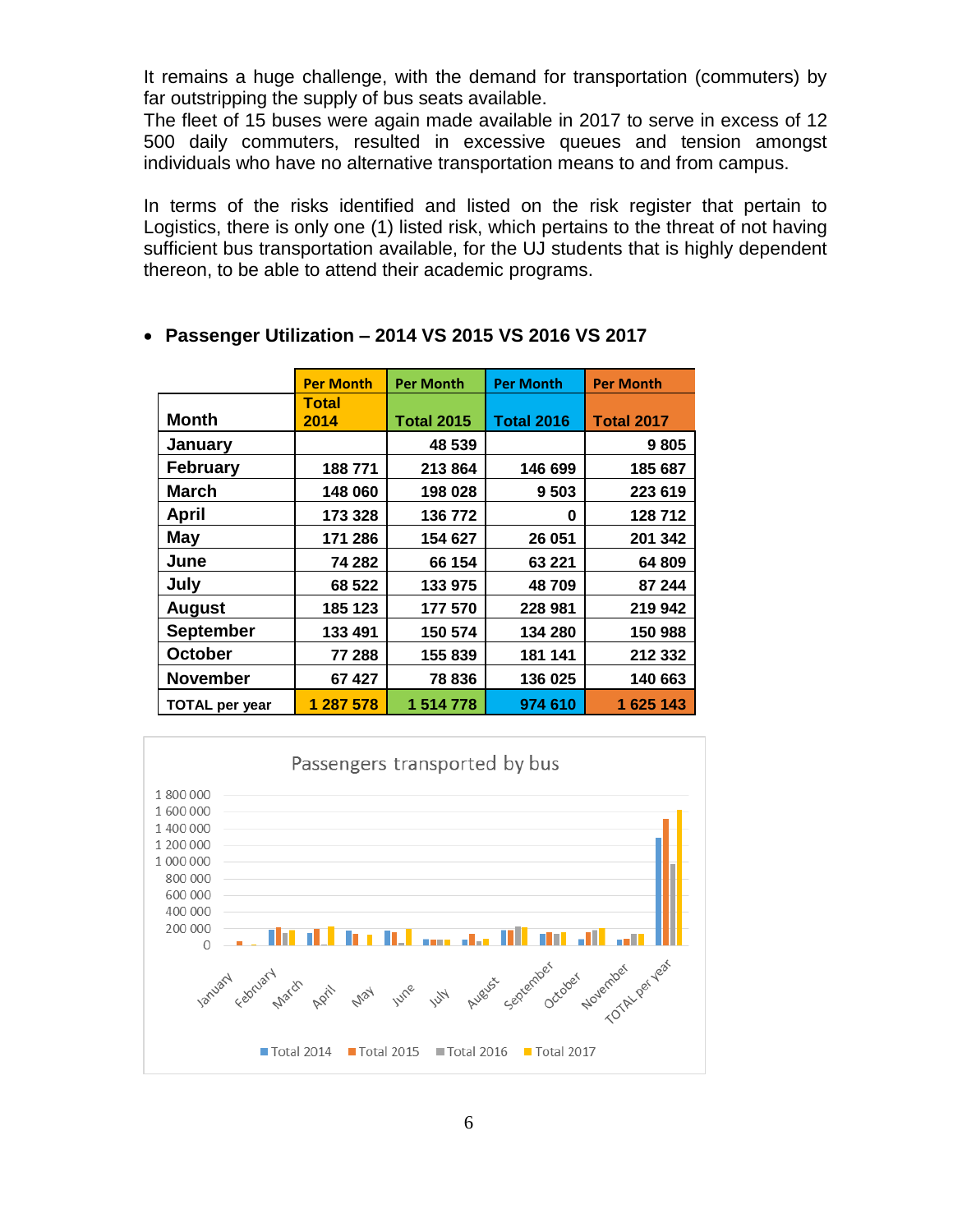It remains a huge challenge, with the demand for transportation (commuters) by far outstripping the supply of bus seats available.
The fleet of 15 buses were again made available in 2017 to serve in excess of 12 500 daily commuters, resulted in excessive queues and tension amongst individuals who have no alternative transportation means to and from campus.

In terms of the risks identified and listed on the risk register that pertain to Logistics, there is only one (1) listed risk, which pertains to the threat of not having sufficient bus transportation available, for the UJ students that is highly dependent thereon, to be able to attend their academic programs.

- **Passenger Utilization – 2014 VS 2015 VS 2016 VS 2017**

| Month | Per Month Total 2014 | Per Month Total 2015 | Per Month Total 2016 | Per Month Total 2017 |
|---|---|---|---|---|
| January | | 48 539 | | 9 805 |
| February | 188 771 | 213 864 | 146 699 | 185 687 |
| March | 148 060 | 198 028 | 9 503 | 223 619 |
| April | 173 328 | 136 772 | 0 | 128 712 |
| May | 171 286 | 154 627 | 26 051 | 201 342 |
| June | 74 282 | 66 154 | 63 221 | 64 809 |
| July | 68 522 | 133 975 | 48 709 | 87 244 |
| August | 185 123 | 177 570 | 228 981 | 219 942 |
| September | 133 491 | 150 574 | 134 280 | 150 988 |
| October | 77 288 | 155 839 | 181 141 | 212 332 |
| November | 67 427 | 78 836 | 136 025 | 140 663 |
| TOTAL per year | 1 287 578 | 1 514 778 | 974 610 | 1 625 143 |

Passengers transported by bus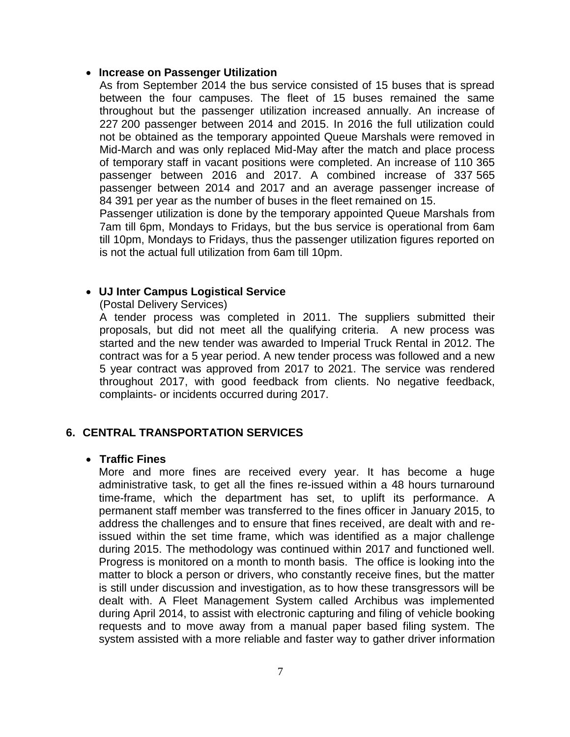- **Increase on Passenger Utilization**

  As from September 2014 the bus service consisted of 15 buses that is spread between the four campuses. The fleet of 15 buses remained the same throughout but the passenger utilization increased annually. An increase of 227 200 passenger between 2014 and 2015. In 2016 the full utilization could not be obtained as the temporary appointed Queue Marshals were removed in Mid-March and was only replaced Mid-May after the match and place process of temporary staff in vacant positions were completed. An increase of 110 365 passenger between 2016 and 2017. A combined increase of 337 565 passenger between 2014 and 2017 and an average passenger increase of 84 391 per year as the number of buses in the fleet remained on 15.

  Passenger utilization is done by the temporary appointed Queue Marshals from 7am till 6pm, Mondays to Fridays, but the bus service is operational from 6am till 10pm, Mondays to Fridays, thus the passenger utilization figures reported on is not the actual full utilization from 6am till 10pm.

- **UJ Inter Campus Logistical Service**

  (Postal Delivery Services)

  A tender process was completed in 2011. The suppliers submitted their proposals, but did not meet all the qualifying criteria. A new process was started and the new tender was awarded to Imperial Truck Rental in 2012. The contract was for a 5 year period. A new tender process was followed and a new 5 year contract was approved from 2017 to 2021. The service was rendered throughout 2017, with good feedback from clients. No negative feedback, complaints- or incidents occurred during 2017.

## 6. CENTRAL TRANSPORTATION SERVICES

- **Traffic Fines**

  More and more fines are received every year. It has become a huge administrative task, to get all the fines re-issued within a 48 hours turnaround time-frame, which the department has set, to uplift its performance. A permanent staff member was transferred to the fines officer in January 2015, to address the challenges and to ensure that fines received, are dealt with and re-issued within the set time frame, which was identified as a major challenge during 2015. The methodology was continued within 2017 and functioned well. Progress is monitored on a month to month basis. The office is looking into the matter to block a person or drivers, who constantly receive fines, but the matter is still under discussion and investigation, as to how these transgressors will be dealt with. A Fleet Management System called Archibus was implemented during April 2014, to assist with electronic capturing and filing of vehicle booking requests and to move away from a manual paper based filing system. The system assisted with a more reliable and faster way to gather driver information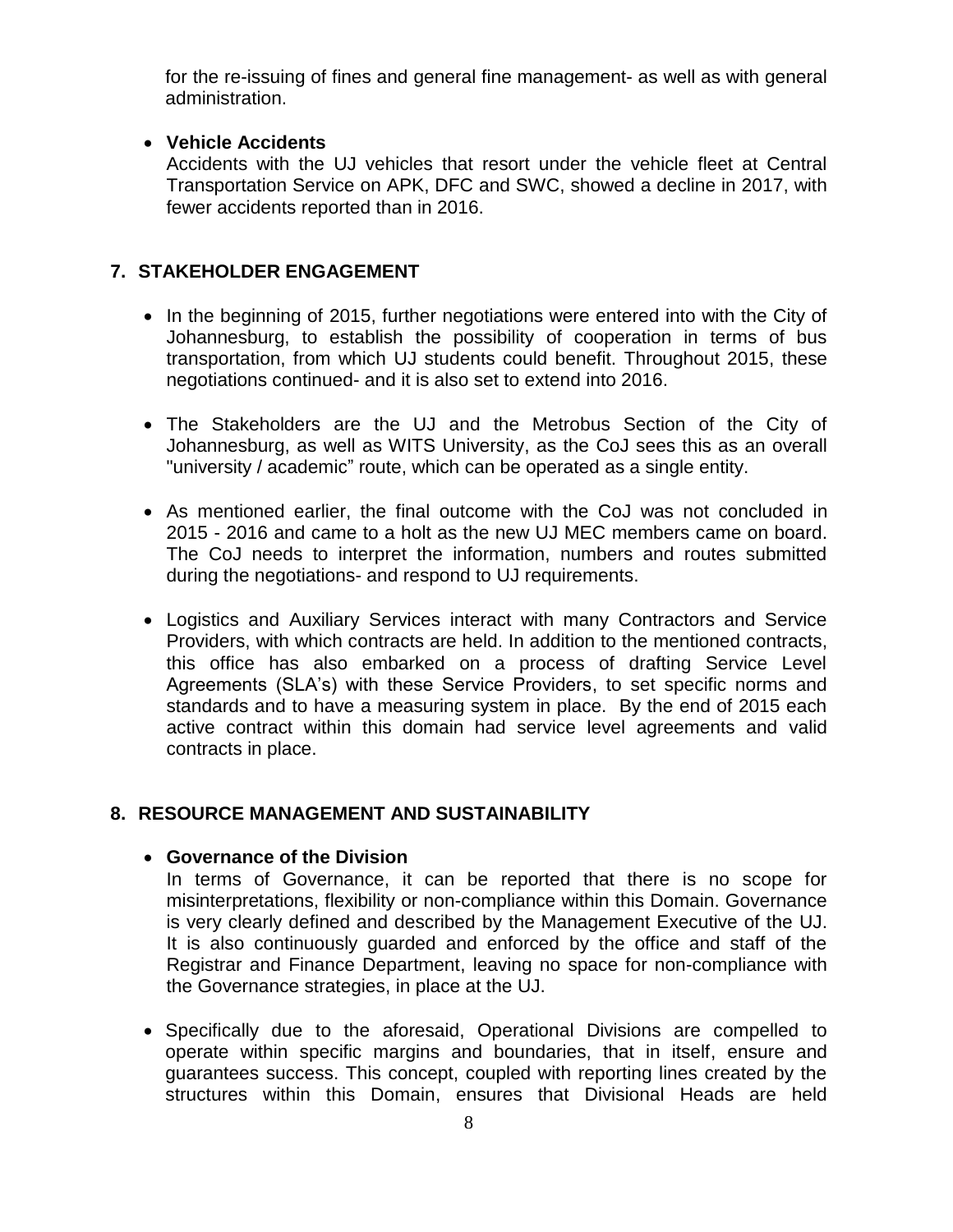for the re-issuing of fines and general fine management- as well as with general administration.

- **Vehicle Accidents**
  Accidents with the UJ vehicles that resort under the vehicle fleet at Central Transportation Service on APK, DFC and SWC, showed a decline in 2017, with fewer accidents reported than in 2016.

## 7. STAKEHOLDER ENGAGEMENT

- In the beginning of 2015, further negotiations were entered into with the City of Johannesburg, to establish the possibility of cooperation in terms of bus transportation, from which UJ students could benefit. Throughout 2015, these negotiations continued- and it is also set to extend into 2016.

- The Stakeholders are the UJ and the Metrobus Section of the City of Johannesburg, as well as WITS University, as the CoJ sees this as an overall "university / academic" route, which can be operated as a single entity.

- As mentioned earlier, the final outcome with the CoJ was not concluded in 2015 - 2016 and came to a holt as the new UJ MEC members came on board. The CoJ needs to interpret the information, numbers and routes submitted during the negotiations- and respond to UJ requirements.

- Logistics and Auxiliary Services interact with many Contractors and Service Providers, with which contracts are held. In addition to the mentioned contracts, this office has also embarked on a process of drafting Service Level Agreements (SLA's) with these Service Providers, to set specific norms and standards and to have a measuring system in place. By the end of 2015 each active contract within this domain had service level agreements and valid contracts in place.

## 8. RESOURCE MANAGEMENT AND SUSTAINABILITY

- **Governance of the Division**
  In terms of Governance, it can be reported that there is no scope for misinterpretations, flexibility or non-compliance within this Domain. Governance is very clearly defined and described by the Management Executive of the UJ. It is also continuously guarded and enforced by the office and staff of the Registrar and Finance Department, leaving no space for non-compliance with the Governance strategies, in place at the UJ.

- Specifically due to the aforesaid, Operational Divisions are compelled to operate within specific margins and boundaries, that in itself, ensure and guarantees success. This concept, coupled with reporting lines created by the structures within this Domain, ensures that Divisional Heads are held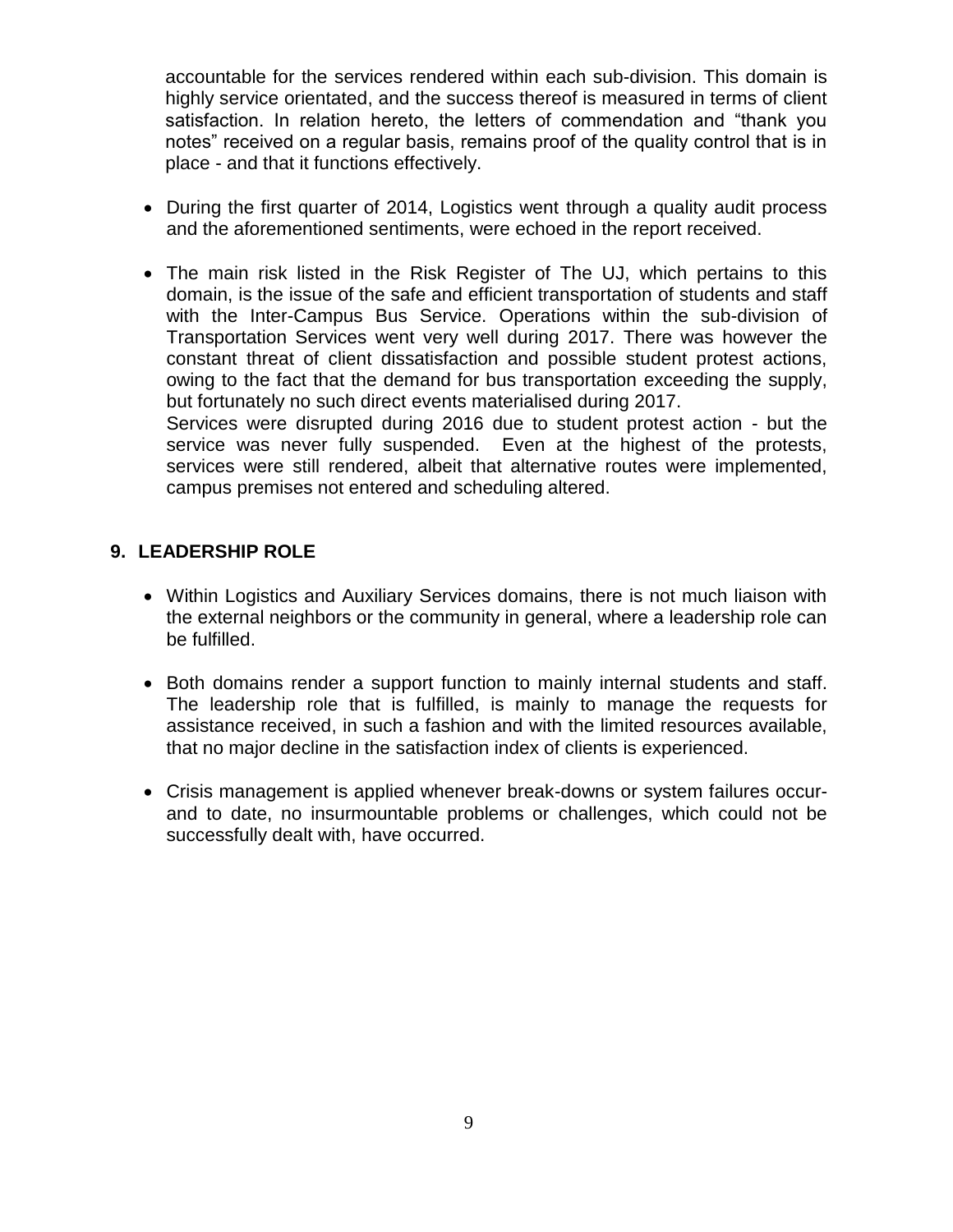accountable for the services rendered within each sub-division. This domain is highly service orientated, and the success thereof is measured in terms of client satisfaction. In relation hereto, the letters of commendation and "thank you notes" received on a regular basis, remains proof of the quality control that is in place - and that it functions effectively.

- During the first quarter of 2014, Logistics went through a quality audit process and the aforementioned sentiments, were echoed in the report received.
- The main risk listed in the Risk Register of The UJ, which pertains to this domain, is the issue of the safe and efficient transportation of students and staff with the Inter-Campus Bus Service. Operations within the sub-division of Transportation Services went very well during 2017. There was however the constant threat of client dissatisfaction and possible student protest actions, owing to the fact that the demand for bus transportation exceeding the supply, but fortunately no such direct events materialised during 2017.
  Services were disrupted during 2016 due to student protest action - but the service was never fully suspended. Even at the highest of the protests, services were still rendered, albeit that alternative routes were implemented, campus premises not entered and scheduling altered.

## 9. LEADERSHIP ROLE

- Within Logistics and Auxiliary Services domains, there is not much liaison with the external neighbors or the community in general, where a leadership role can be fulfilled.
- Both domains render a support function to mainly internal students and staff. The leadership role that is fulfilled, is mainly to manage the requests for assistance received, in such a fashion and with the limited resources available, that no major decline in the satisfaction index of clients is experienced.
- Crisis management is applied whenever break-downs or system failures occur- and to date, no insurmountable problems or challenges, which could not be successfully dealt with, have occurred.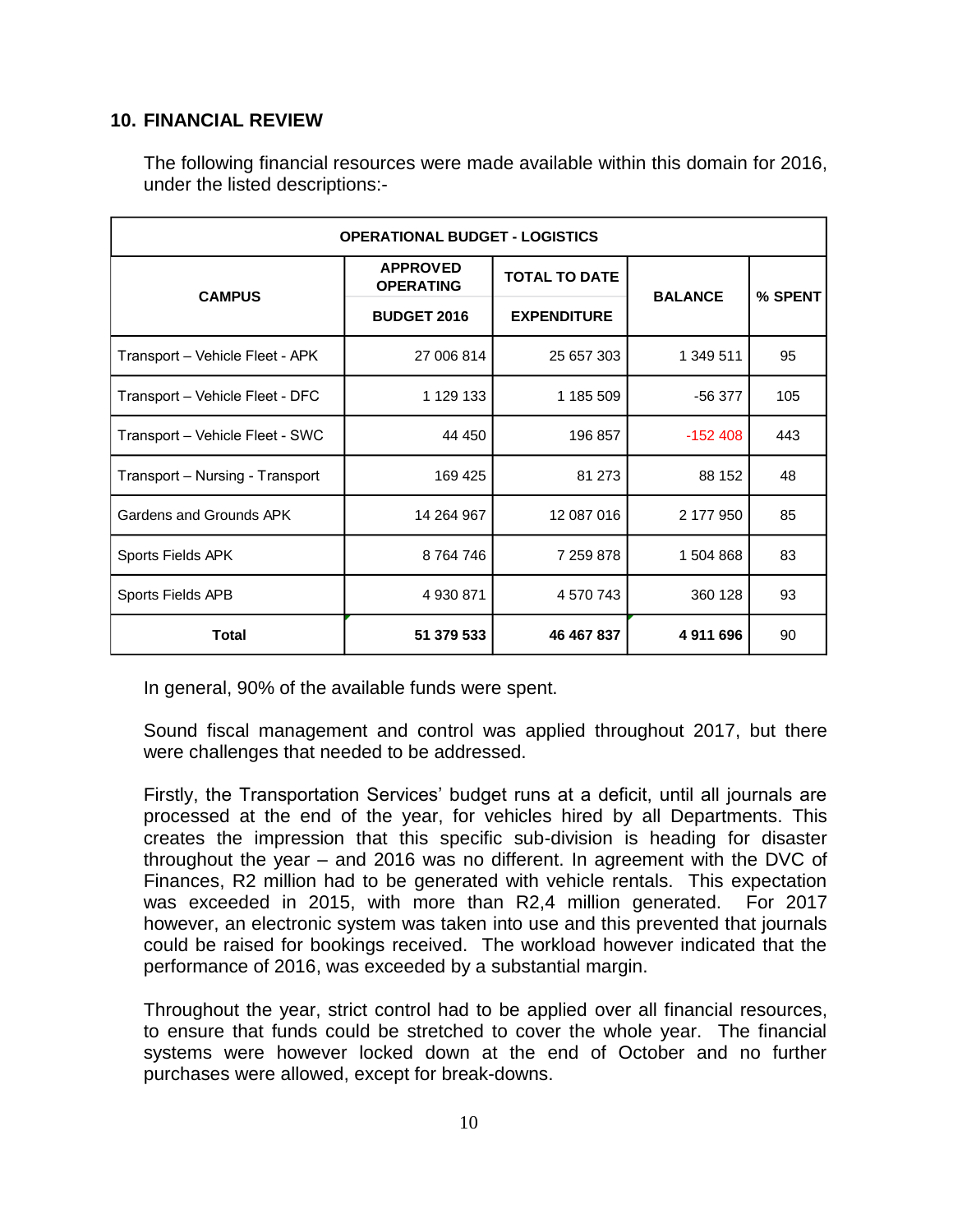## 10. FINANCIAL REVIEW

The following financial resources were made available within this domain for 2016, under the listed descriptions:-

| OPERATIONAL BUDGET - LOGISTICS | | | | |
|---|---|---|---|---|
| **CAMPUS** | **APPROVED OPERATING BUDGET 2016** | **TOTAL TO DATE EXPENDITURE** | **BALANCE** | **% SPENT** |
| Transport – Vehicle Fleet - APK | 27 006 814 | 25 657 303 | 1 349 511 | 95 |
| Transport – Vehicle Fleet - DFC | 1 129 133 | 1 185 509 | -56 377 | 105 |
| Transport – Vehicle Fleet - SWC | 44 450 | 196 857 | -152 408 | 443 |
| Transport – Nursing - Transport | 169 425 | 81 273 | 88 152 | 48 |
| Gardens and Grounds APK | 14 264 967 | 12 087 016 | 2 177 950 | 85 |
| Sports Fields APK | 8 764 746 | 7 259 878 | 1 504 868 | 83 |
| Sports Fields APB | 4 930 871 | 4 570 743 | 360 128 | 93 |
| **Total** | **51 379 533** | **46 467 837** | **4 911 696** | 90 |

In general, 90% of the available funds were spent.

Sound fiscal management and control was applied throughout 2017, but there were challenges that needed to be addressed.

Firstly, the Transportation Services' budget runs at a deficit, until all journals are processed at the end of the year, for vehicles hired by all Departments. This creates the impression that this specific sub-division is heading for disaster throughout the year – and 2016 was no different. In agreement with the DVC of Finances, R2 million had to be generated with vehicle rentals. This expectation was exceeded in 2015, with more than R2,4 million generated. For 2017 however, an electronic system was taken into use and this prevented that journals could be raised for bookings received. The workload however indicated that the performance of 2016, was exceeded by a substantial margin.

Throughout the year, strict control had to be applied over all financial resources, to ensure that funds could be stretched to cover the whole year. The financial systems were however locked down at the end of October and no further purchases were allowed, except for break-downs.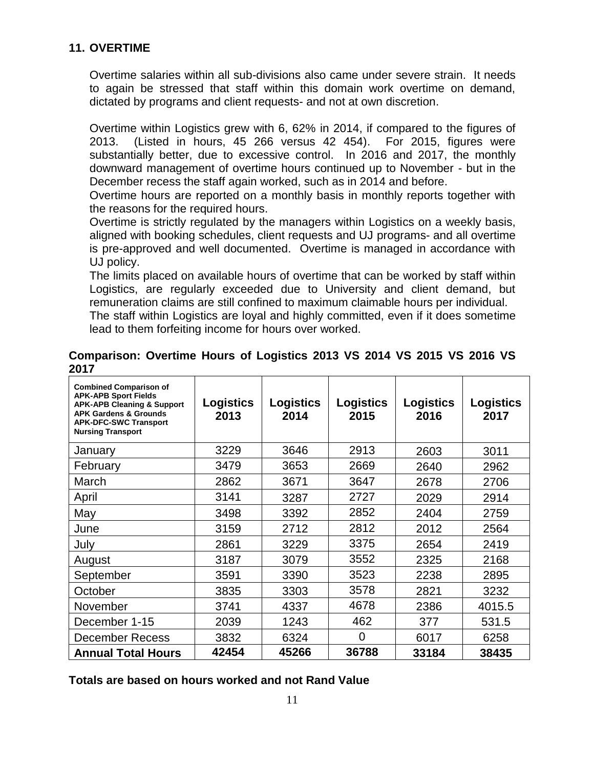## 11. OVERTIME

Overtime salaries within all sub-divisions also came under severe strain. It needs to again be stressed that staff within this domain work overtime on demand, dictated by programs and client requests- and not at own discretion.

Overtime within Logistics grew with 6, 62% in 2014, if compared to the figures of 2013. (Listed in hours, 45 266 versus 42 454). For 2015, figures were substantially better, due to excessive control. In 2016 and 2017, the monthly downward management of overtime hours continued up to November - but in the December recess the staff again worked, such as in 2014 and before.

Overtime hours are reported on a monthly basis in monthly reports together with the reasons for the required hours.

Overtime is strictly regulated by the managers within Logistics on a weekly basis, aligned with booking schedules, client requests and UJ programs- and all overtime is pre-approved and well documented. Overtime is managed in accordance with UJ policy.

The limits placed on available hours of overtime that can be worked by staff within Logistics, are regularly exceeded due to University and client demand, but remuneration claims are still confined to maximum claimable hours per individual.

The staff within Logistics are loyal and highly committed, even if it does sometime lead to them forfeiting income for hours over worked.

**Comparison: Overtime Hours of Logistics 2013 VS 2014 VS 2015 VS 2016 VS 2017**

| Combined Comparison of APK-APB Sport Fields APK-APB Cleaning & Support APK Gardens & Grounds APK-DFC-SWC Transport Nursing Transport | Logistics 2013 | Logistics 2014 | Logistics 2015 | Logistics 2016 | Logistics 2017 |
|---|---|---|---|---|---|
| January | 3229 | 3646 | 2913 | 2603 | 3011 |
| February | 3479 | 3653 | 2669 | 2640 | 2962 |
| March | 2862 | 3671 | 3647 | 2678 | 2706 |
| April | 3141 | 3287 | 2727 | 2029 | 2914 |
| May | 3498 | 3392 | 2852 | 2404 | 2759 |
| June | 3159 | 2712 | 2812 | 2012 | 2564 |
| July | 2861 | 3229 | 3375 | 2654 | 2419 |
| August | 3187 | 3079 | 3552 | 2325 | 2168 |
| September | 3591 | 3390 | 3523 | 2238 | 2895 |
| October | 3835 | 3303 | 3578 | 2821 | 3232 |
| November | 3741 | 4337 | 4678 | 2386 | 4015.5 |
| December 1-15 | 2039 | 1243 | 462 | 377 | 531.5 |
| December Recess | 3832 | 6324 | 0 | 6017 | 6258 |
| **Annual Total Hours** | **42454** | **45266** | **36788** | **33184** | **38435** |

**Totals are based on hours worked and not Rand Value**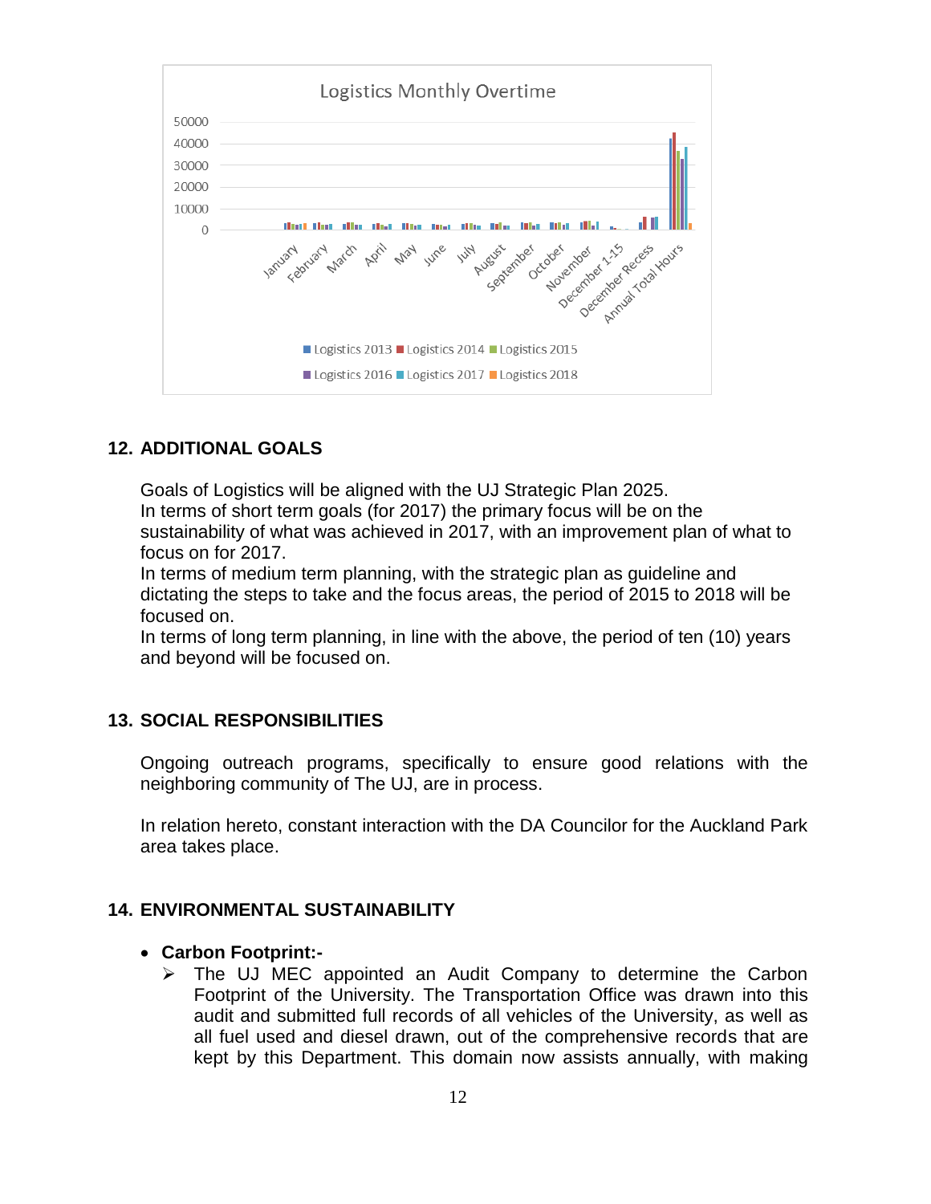Logistics Monthly Overtime

## 12. ADDITIONAL GOALS

Goals of Logistics will be aligned with the UJ Strategic Plan 2025.
In terms of short term goals (for 2017) the primary focus will be on the sustainability of what was achieved in 2017, with an improvement plan of what to focus on for 2017.
In terms of medium term planning, with the strategic plan as guideline and dictating the steps to take and the focus areas, the period of 2015 to 2018 will be focused on.
In terms of long term planning, in line with the above, the period of ten (10) years and beyond will be focused on.

## 13. SOCIAL RESPONSIBILITIES

Ongoing outreach programs, specifically to ensure good relations with the neighboring community of The UJ, are in process.

In relation hereto, constant interaction with the DA Councilor for the Auckland Park area takes place.

## 14. ENVIRONMENTAL SUSTAINABILITY

- **Carbon Footprint:-**
  - The UJ MEC appointed an Audit Company to determine the Carbon Footprint of the University. The Transportation Office was drawn into this audit and submitted full records of all vehicles of the University, as well as all fuel used and diesel drawn, out of the comprehensive records that are kept by this Department. This domain now assists annually, with making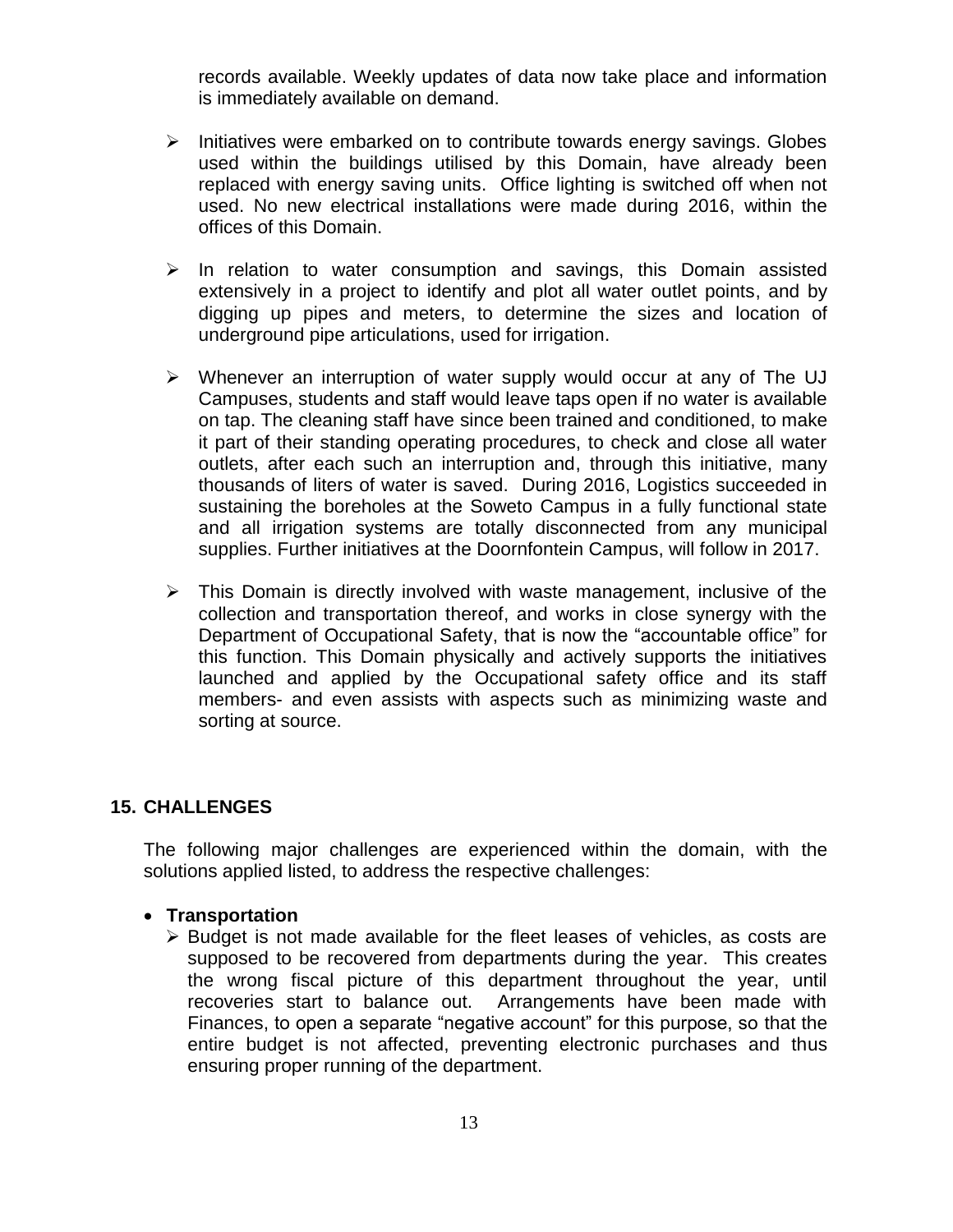records available. Weekly updates of data now take place and information is immediately available on demand.

- Initiatives were embarked on to contribute towards energy savings. Globes used within the buildings utilised by this Domain, have already been replaced with energy saving units. Office lighting is switched off when not used. No new electrical installations were made during 2016, within the offices of this Domain.

- In relation to water consumption and savings, this Domain assisted extensively in a project to identify and plot all water outlet points, and by digging up pipes and meters, to determine the sizes and location of underground pipe articulations, used for irrigation.

- Whenever an interruption of water supply would occur at any of The UJ Campuses, students and staff would leave taps open if no water is available on tap. The cleaning staff have since been trained and conditioned, to make it part of their standing operating procedures, to check and close all water outlets, after each such an interruption and, through this initiative, many thousands of liters of water is saved. During 2016, Logistics succeeded in sustaining the boreholes at the Soweto Campus in a fully functional state and all irrigation systems are totally disconnected from any municipal supplies. Further initiatives at the Doornfontein Campus, will follow in 2017.

- This Domain is directly involved with waste management, inclusive of the collection and transportation thereof, and works in close synergy with the Department of Occupational Safety, that is now the "accountable office" for this function. This Domain physically and actively supports the initiatives launched and applied by the Occupational safety office and its staff members- and even assists with aspects such as minimizing waste and sorting at source.

## 15. CHALLENGES

The following major challenges are experienced within the domain, with the solutions applied listed, to address the respective challenges:

- **Transportation**
  - Budget is not made available for the fleet leases of vehicles, as costs are supposed to be recovered from departments during the year. This creates the wrong fiscal picture of this department throughout the year, until recoveries start to balance out. Arrangements have been made with Finances, to open a separate "negative account" for this purpose, so that the entire budget is not affected, preventing electronic purchases and thus ensuring proper running of the department.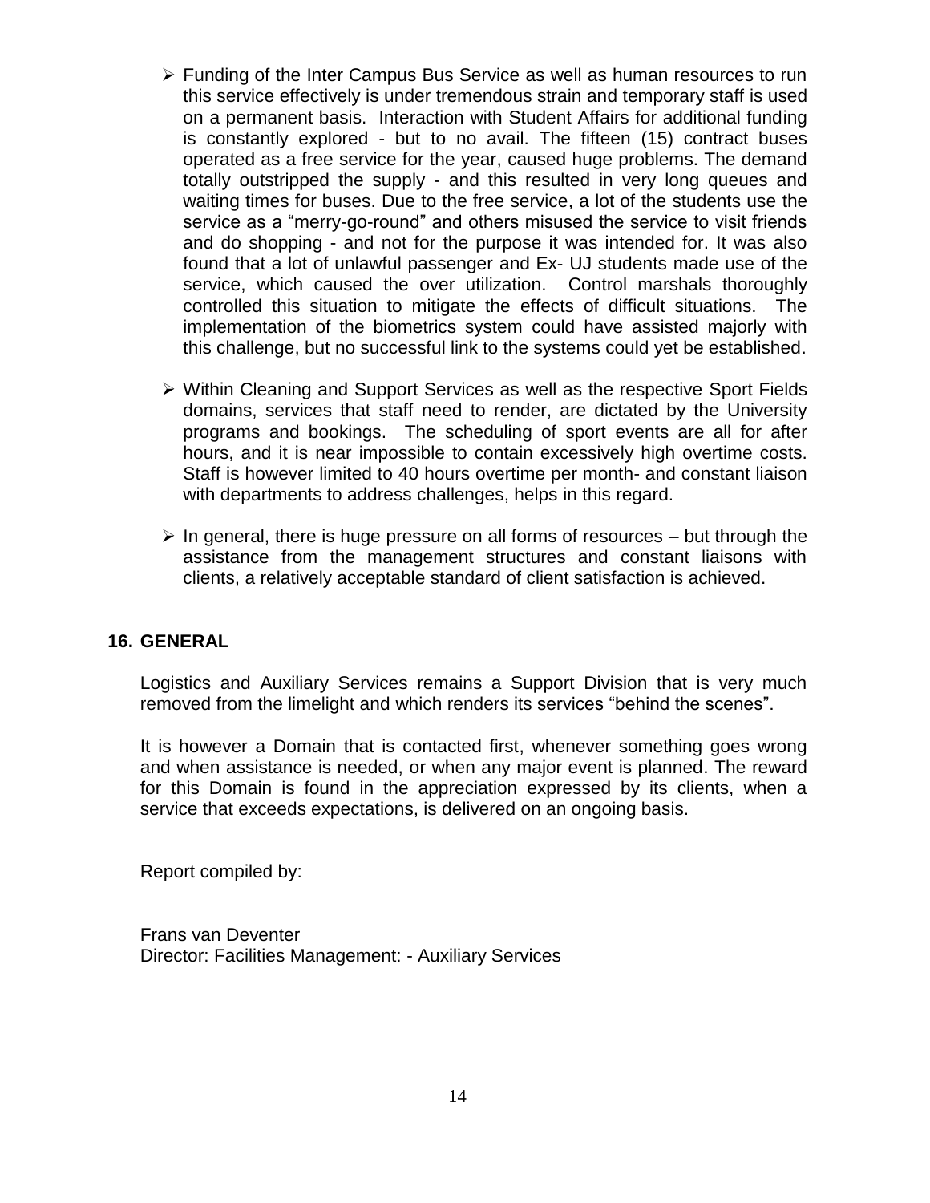- Funding of the Inter Campus Bus Service as well as human resources to run this service effectively is under tremendous strain and temporary staff is used on a permanent basis. Interaction with Student Affairs for additional funding is constantly explored - but to no avail. The fifteen (15) contract buses operated as a free service for the year, caused huge problems. The demand totally outstripped the supply - and this resulted in very long queues and waiting times for buses. Due to the free service, a lot of the students use the service as a "merry-go-round" and others misused the service to visit friends and do shopping - and not for the purpose it was intended for. It was also found that a lot of unlawful passenger and Ex- UJ students made use of the service, which caused the over utilization. Control marshals thoroughly controlled this situation to mitigate the effects of difficult situations. The implementation of the biometrics system could have assisted majorly with this challenge, but no successful link to the systems could yet be established.

- Within Cleaning and Support Services as well as the respective Sport Fields domains, services that staff need to render, are dictated by the University programs and bookings. The scheduling of sport events are all for after hours, and it is near impossible to contain excessively high overtime costs. Staff is however limited to 40 hours overtime per month- and constant liaison with departments to address challenges, helps in this regard.

- In general, there is huge pressure on all forms of resources – but through the assistance from the management structures and constant liaisons with clients, a relatively acceptable standard of client satisfaction is achieved.

## 16. GENERAL

Logistics and Auxiliary Services remains a Support Division that is very much removed from the limelight and which renders its services "behind the scenes".

It is however a Domain that is contacted first, whenever something goes wrong and when assistance is needed, or when any major event is planned. The reward for this Domain is found in the appreciation expressed by its clients, when a service that exceeds expectations, is delivered on an ongoing basis.

Report compiled by:

Frans van Deventer
Director: Facilities Management: - Auxiliary Services